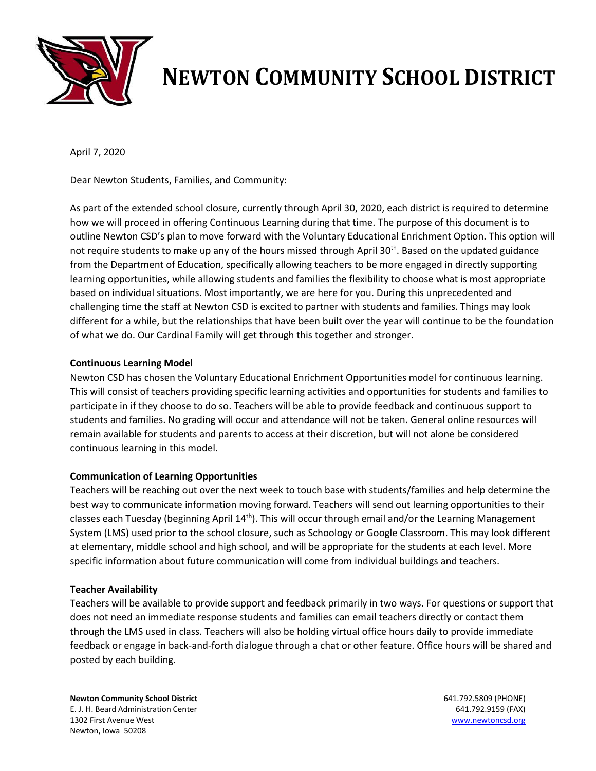# NEWTON COMMUNITY SCHOOL DISTRICT

April 7, 2020

Dear Newton Students, Families, and Community:

As part of the extended school closure, currently through April 30, 2020, each district is required to determine how we will proceed in offering Continuous Learning during that time. The purpose of this document is to outline Newton CSD's plan to move forward with the Voluntary Educational Enrichment Option. This option will not require students to make up any of the hours missed through April 30th. Based on the updated guidance from the Department of Education, specifically allowing teachers to be more engaged in directly supporting learning opportunities, while allowing students and families the flexibility to choose what is most appropriate based on individual situations. Most importantly, we are here for you. During this unprecedented and challenging time the staff at Newton CSD is excited to partner with students and families. Things may look different for a while, but the relationships that have been built over the year will continue to be the foundation of what we do. Our Cardinal Family will get through this together and stronger.

**Continuous Learning Model**

Newton CSD has chosen the Voluntary Educational Enrichment Opportunities model for continuous learning. This will consist of teachers providing specific learning activities and opportunities for students and families to participate in if they choose to do so. Teachers will be able to provide feedback and continuous support to students and families. No grading will occur and attendance will not be taken. General online resources will remain available for students and parents to access at their discretion, but will not alone be considered continuous learning in this model.

**Communication of Learning Opportunities**

Teachers will be reaching out over the next week to touch base with students/families and help determine the best way to communicate information moving forward. Teachers will send out learning opportunities to their classes each Tuesday (beginning April 14th). This will occur through email and/or the Learning Management System (LMS) used prior to the school closure, such as Schoology or Google Classroom. This may look different at elementary, middle school and high school, and will be appropriate for the students at each level. More specific information about future communication will come from individual buildings and teachers.

**Teacher Availability**

Teachers will be available to provide support and feedback primarily in two ways. For questions or support that does not need an immediate response students and families can email teachers directly or contact them through the LMS used in class. Teachers will also be holding virtual office hours daily to provide immediate feedback or engage in back-and-forth dialogue through a chat or other feature. Office hours will be shared and posted by each building.

**Newton Community School District**
E. J. H. Beard Administration Center
1302 First Avenue West
Newton, Iowa 50208

641.792.5809 (PHONE)
641.792.9159 (FAX)
www.newtoncsd.org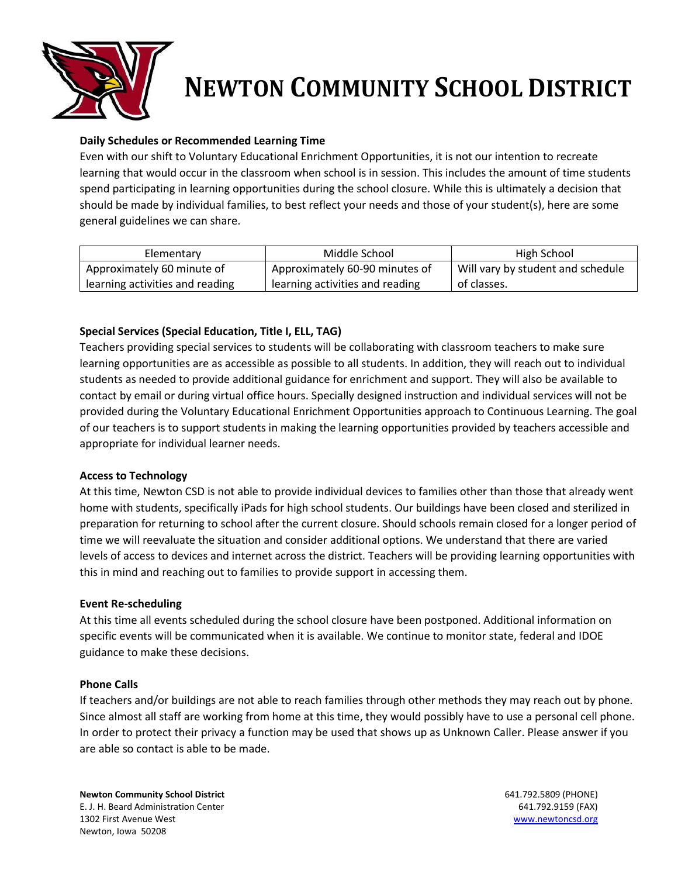# NEWTON COMMUNITY SCHOOL DISTRICT

**Daily Schedules or Recommended Learning Time**

Even with our shift to Voluntary Educational Enrichment Opportunities, it is not our intention to recreate learning that would occur in the classroom when school is in session. This includes the amount of time students spend participating in learning opportunities during the school closure. While this is ultimately a decision that should be made by individual families, to best reflect your needs and those of your student(s), here are some general guidelines we can share.

| Elementary | Middle School | High School |
|---|---|---|
| Approximately 60 minute of learning activities and reading | Approximately 60-90 minutes of learning activities and reading | Will vary by student and schedule of classes. |

**Special Services (Special Education, Title I, ELL, TAG)**

Teachers providing special services to students will be collaborating with classroom teachers to make sure learning opportunities are as accessible as possible to all students. In addition, they will reach out to individual students as needed to provide additional guidance for enrichment and support. They will also be available to contact by email or during virtual office hours. Specially designed instruction and individual services will not be provided during the Voluntary Educational Enrichment Opportunities approach to Continuous Learning. The goal of our teachers is to support students in making the learning opportunities provided by teachers accessible and appropriate for individual learner needs.

**Access to Technology**

At this time, Newton CSD is not able to provide individual devices to families other than those that already went home with students, specifically iPads for high school students. Our buildings have been closed and sterilized in preparation for returning to school after the current closure. Should schools remain closed for a longer period of time we will reevaluate the situation and consider additional options. We understand that there are varied levels of access to devices and internet across the district. Teachers will be providing learning opportunities with this in mind and reaching out to families to provide support in accessing them.

**Event Re-scheduling**

At this time all events scheduled during the school closure have been postponed. Additional information on specific events will be communicated when it is available. We continue to monitor state, federal and IDOE guidance to make these decisions.

**Phone Calls**

If teachers and/or buildings are not able to reach families through other methods they may reach out by phone. Since almost all staff are working from home at this time, they would possibly have to use a personal cell phone. In order to protect their privacy a function may be used that shows up as Unknown Caller. Please answer if you are able so contact is able to be made.

**Newton Community School District**
E. J. H. Beard Administration Center
1302 First Avenue West
Newton, Iowa 50208

641.792.5809 (PHONE)
641.792.9159 (FAX)
www.newtoncsd.org